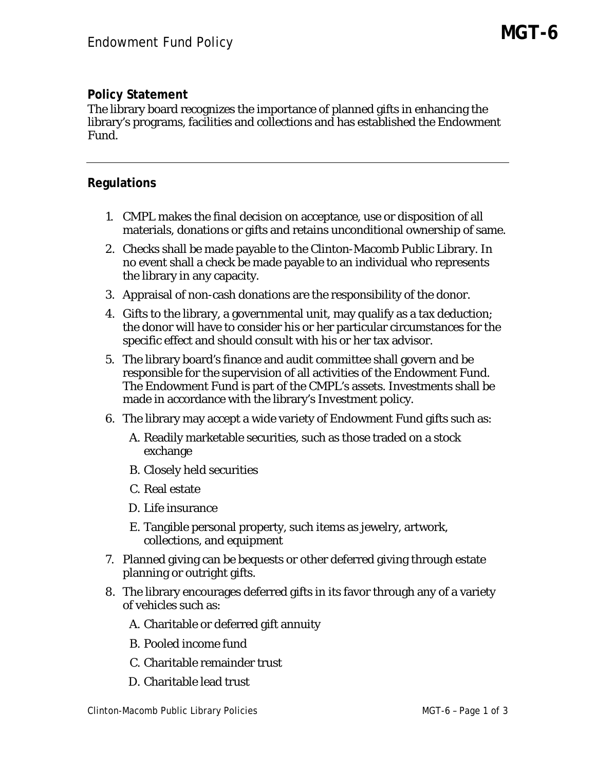# Endowment Fund Policy

**MGT-6**

## Policy Statement

The library board recognizes the importance of planned gifts in enhancing the library's programs, facilities and collections and has established the Endowment Fund.

---

## Regulations

1. CMPL makes the final decision on acceptance, use or disposition of all materials, donations or gifts and retains unconditional ownership of same.
2. Checks shall be made payable to the Clinton-Macomb Public Library. In no event shall a check be made payable to an individual who represents the library in any capacity.
3. Appraisal of non-cash donations are the responsibility of the donor.
4. Gifts to the library, a governmental unit, may qualify as a tax deduction; the donor will have to consider his or her particular circumstances for the specific effect and should consult with his or her tax advisor.
5. The library board's finance and audit committee shall govern and be responsible for the supervision of all activities of the Endowment Fund. The Endowment Fund is part of the CMPL's assets. Investments shall be made in accordance with the library's Investment policy.
6. The library may accept a wide variety of Endowment Fund gifts such as:
   - A. Readily marketable securities, such as those traded on a stock exchange
   - B. Closely held securities
   - C. Real estate
   - D. Life insurance
   - E. Tangible personal property, such items as jewelry, artwork, collections, and equipment
7. Planned giving can be bequests or other deferred giving through estate planning or outright gifts.
8. The library encourages deferred gifts in its favor through any of a variety of vehicles such as:
   - A. Charitable or deferred gift annuity
   - B. Pooled income fund
   - C. Charitable remainder trust
   - D. Charitable lead trust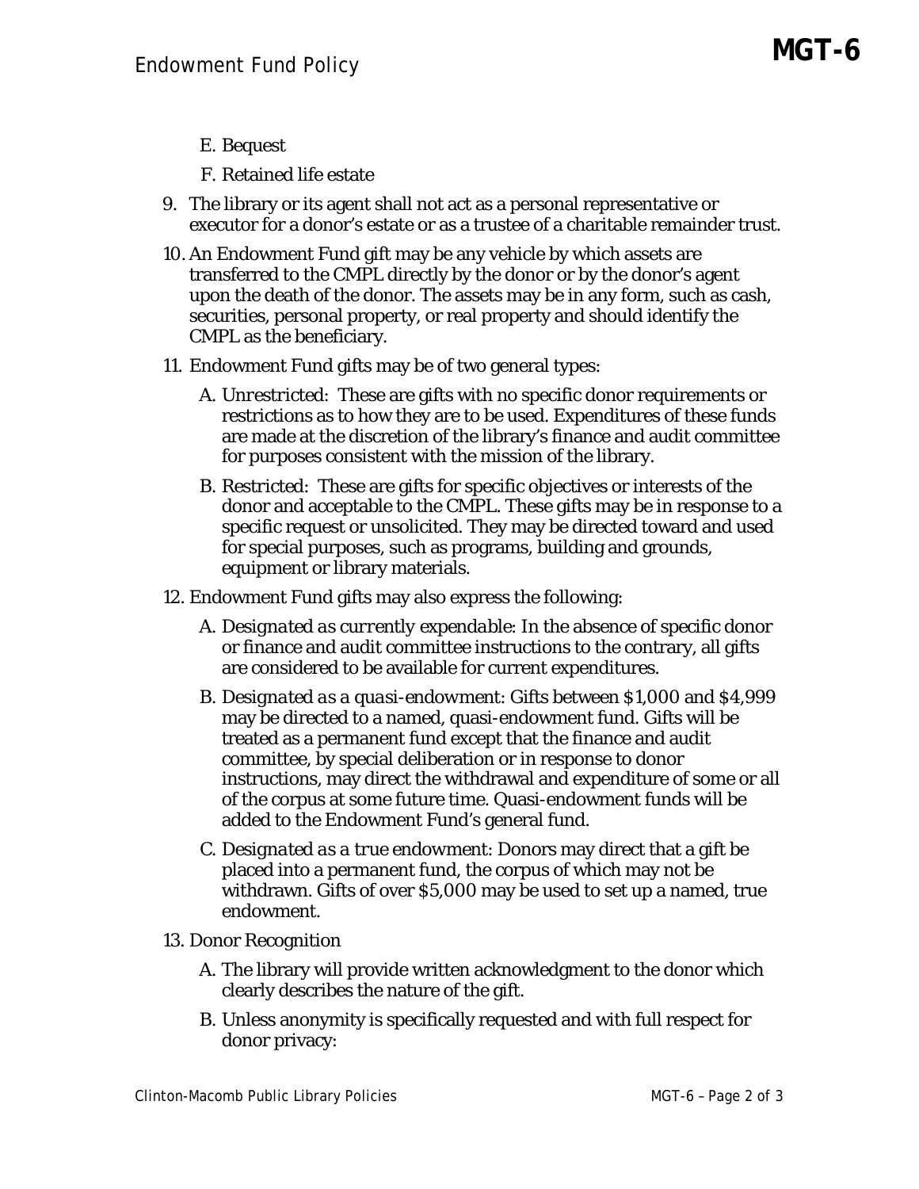E. Bequest

F. Retained life estate

9. The library or its agent shall not act as a personal representative or executor for a donor's estate or as a trustee of a charitable remainder trust.

10. An Endowment Fund gift may be any vehicle by which assets are transferred to the CMPL directly by the donor or by the donor's agent upon the death of the donor. The assets may be in any form, such as cash, securities, personal property, or real property and should identify the CMPL as the beneficiary.

11. Endowment Fund gifts may be of two general types:

    A. *Unrestricted*: These are gifts with no specific donor requirements or restrictions as to how they are to be used. Expenditures of these funds are made at the discretion of the library's finance and audit committee for purposes consistent with the mission of the library.

    B. *Restricted*: These are gifts for specific objectives or interests of the donor and acceptable to the CMPL. These gifts may be in response to a specific request or unsolicited. They may be directed toward and used for special purposes, such as programs, building and grounds, equipment or library materials.

12. Endowment Fund gifts may also express the following:

    A. *Designated as currently expendable*: In the absence of specific donor or finance and audit committee instructions to the contrary, all gifts are considered to be available for current expenditures.

    B. *Designated as a quasi-endowment*: Gifts between $1,000 and $4,999 may be directed to a named, quasi-endowment fund. Gifts will be treated as a permanent fund except that the finance and audit committee, by special deliberation or in response to donor instructions, may direct the withdrawal and expenditure of some or all of the corpus at some future time. Quasi-endowment funds will be added to the Endowment Fund's general fund.

    C. *Designated as a true endowment*: Donors may direct that a gift be placed into a permanent fund, the corpus of which may not be withdrawn. Gifts of over $5,000 may be used to set up a named, true endowment.

13. Donor Recognition

    A. The library will provide written acknowledgment to the donor which clearly describes the nature of the gift.

    B. Unless anonymity is specifically requested and with full respect for donor privacy: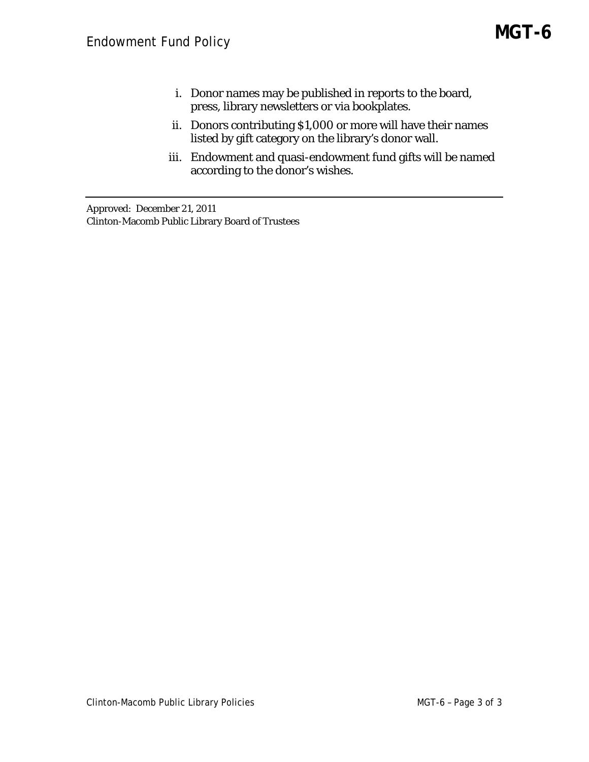i. Donor names may be published in reports to the board, press, library newsletters or via bookplates.

ii. Donors contributing $1,000 or more will have their names listed by gift category on the library's donor wall.

iii. Endowment and quasi-endowment fund gifts will be named according to the donor's wishes.

---

Approved: December 21, 2011
Clinton-Macomb Public Library Board of Trustees